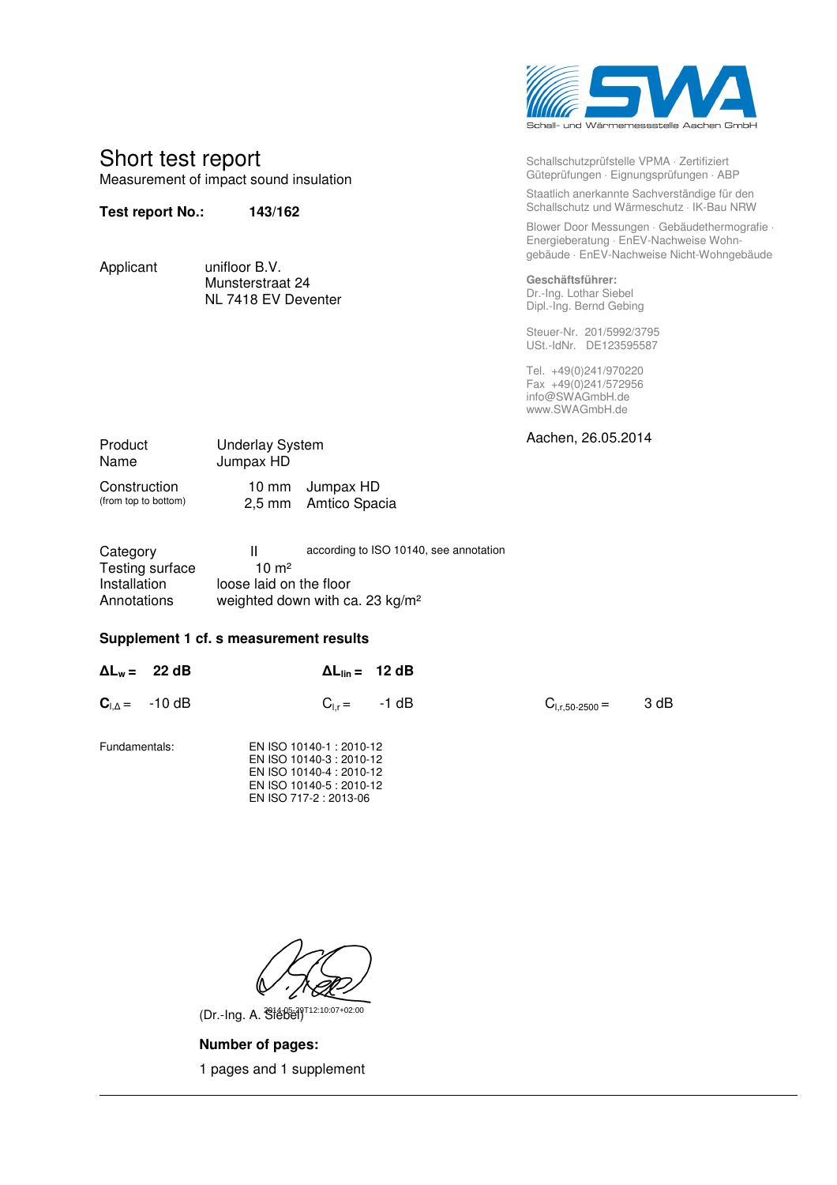Schall- und Wärmemessstelle Aachen GmbH

# Short test report

Measurement of impact sound insulation

**Test report No.:** **143/162**

Schallschutzprüfstelle VPMA · Zertifiziert Güteprüfungen · Eignungsprüfungen · ABP

Staatlich anerkannte Sachverständige für den Schallschutz und Wärmeschutz · IK-Bau NRW

Blower Door Messungen · Gebäudethermografie · Energieberatung · EnEV-Nachweise Wohngebäude · EnEV-Nachweise Nicht-Wohngebäude

**Geschäftsführer:**
Dr.-Ing. Lothar Siebel
Dipl.-Ing. Bernd Gebing

Steuer-Nr. 201/5992/3795
USt.-IdNr. DE123595587

Tel. +49(0)241/970220
Fax +49(0)241/572956
info@SWAGmbH.de
www.SWAGmbH.de

Applicant: unifloor B.V.
Munsterstraat 24
NL 7418 EV Deventer

Aachen, 26.05.2014

Product: Underlay System
Name: Jumpax HD

Construction (from top to bottom):
10 mm Jumpax HD
2,5 mm Amtico Spacia

Category: II — according to ISO 10140, see annotation
Testing surface: 10 m²
Installation: loose laid on the floor
Annotations: weighted down with ca. 23 kg/m²

**Supplement 1 cf. s measurement results**

**$\Delta L_w$ = 22 dB** **$\Delta L_{lin}$ = 12 dB**

**$C_{I,\Delta}$** = -10 dB $C_{I,r}$ = -1 dB $C_{I,r,50\text{-}2500}$ = 3 dB

Fundamentals:
EN ISO 10140-1 : 2010-12
EN ISO 10140-3 : 2010-12
EN ISO 10140-4 : 2010-12
EN ISO 10140-5 : 2010-12
EN ISO 717-2 : 2013-06

2014-05-30T12:10:07+02:00
(Dr.-Ing. A. Siebel)

**Number of pages:**

1 pages and 1 supplement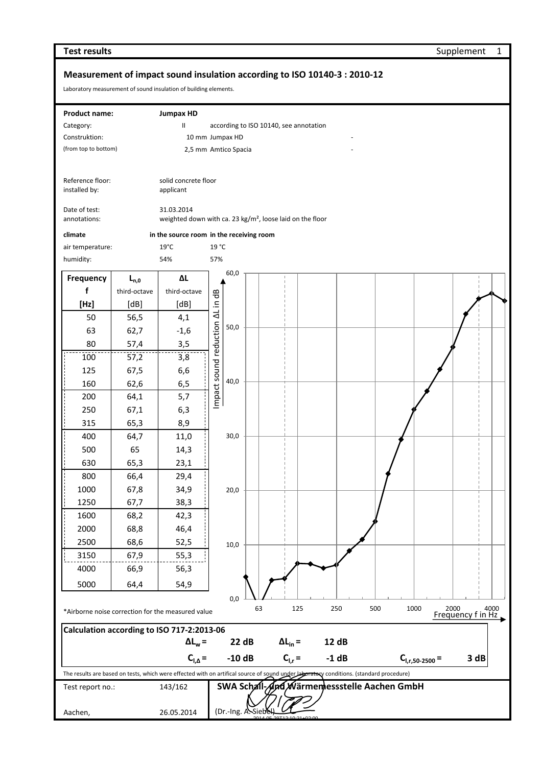**Test results** Supplement 1

## Measurement of impact sound insulation according to ISO 10140-3 : 2010-12

Laboratory measurement of sound insulation of building elements.

| | | |
|---|---|---|
| **Product name:** | **Jumpax HD** | |
| Category: | II | according to ISO 10140, see annotation |
| Construktion: | 10 mm | Jumpax HD - |
| (from top to bottom) | 2,5 mm | Amtico Spacia - |

Reference floor: solid concrete floor
installed by: applicant

Date of test: 31.03.2014
annotations: weighted down with ca. 23 kg/m², loose laid on the floor

| **climate** | **in the source room** | **in the receiving room** |
|---|---|---|
| air temperature: | 19°C | 19 °C |
| humidity: | 54% | 57% |

| Frequency f [Hz] | $L_{n,0}$ third-octave [dB] | ΔL third-octave [dB] |
|---|---|---|
| 50 | 56,5 | 4,1 |
| 63 | 62,7 | -1,6 |
| 80 | 57,4 | 3,5 |
| 100 | 57,2 | 3,8 |
| 125 | 67,5 | 6,6 |
| 160 | 62,6 | 6,5 |
| 200 | 64,1 | 5,7 |
| 250 | 67,1 | 6,3 |
| 315 | 65,3 | 8,9 |
| 400 | 64,7 | 11,0 |
| 500 | 65 | 14,3 |
| 630 | 65,3 | 23,1 |
| 800 | 66,4 | 29,4 |
| 1000 | 67,8 | 34,9 |
| 1250 | 67,7 | 38,3 |
| 1600 | 68,2 | 42,3 |
| 2000 | 68,8 | 46,4 |
| 2500 | 68,6 | 52,5 |
| 3150 | 67,9 | 55,3 |
| 4000 | 66,9 | 56,3 |
| 5000 | 64,4 | 54,9 |

Impact sound reduction ΔL in dB
60,0
50,0
40,0
30,0
20,0
10,0
0,0
63 125 250 500 1000 2000 4000
Frequency f in Hz

*Airborne noise correction for the measured value

**Calculation according to ISO 717-2:2013-06**

| | | | | | |
|---|---|---|---|---|---|
| $\Delta L_w$ = | **22 dB** | $\Delta L_{in}$ = | **12 dB** | | |
| $C_{I,\Delta}$ = | **-10 dB** | $C_{I,r}$ = | **-1 dB** | $C_{I,r,50\text{-}2500}$ = | **3 dB** |

The results are based on tests, which were effected with on artifical source of sound under laboratory conditions. (standard procedure)

| | | |
|---|---|---|
| Test report no.: | 143/162 | **SWA Schall- und Wärmemessstelle Aachen GmbH** |
| Aachen, | 26.05.2014 | (Dr.-Ing. A. Siebel) |